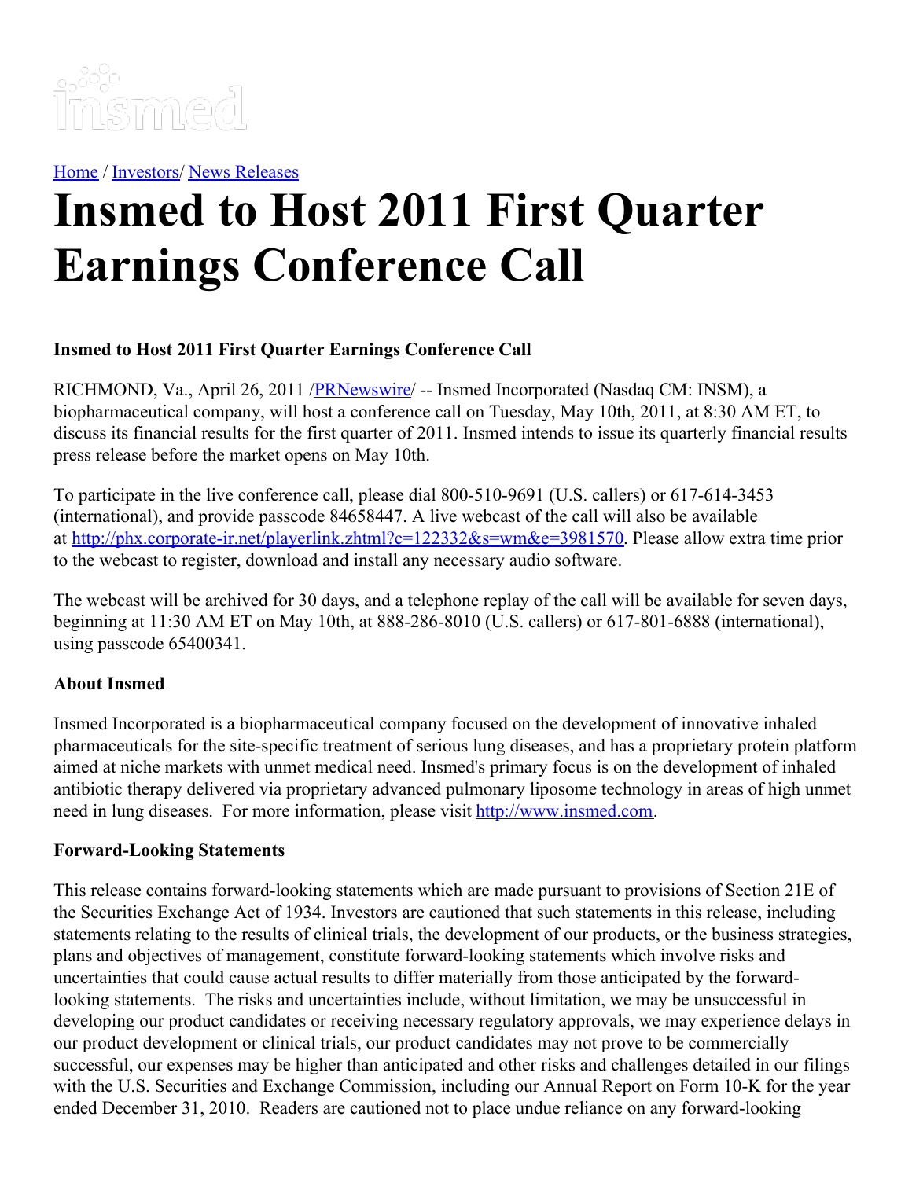Home / Investors/ News Releases

# Insmed to Host 2011 First Quarter Earnings Conference Call

**Insmed to Host 2011 First Quarter Earnings Conference Call**

RICHMOND, Va., April 26, 2011 /PRNewswire/ -- Insmed Incorporated (Nasdaq CM: INSM), a biopharmaceutical company, will host a conference call on Tuesday, May 10th, 2011, at 8:30 AM ET, to discuss its financial results for the first quarter of 2011. Insmed intends to issue its quarterly financial results press release before the market opens on May 10th.

To participate in the live conference call, please dial 800-510-9691 (U.S. callers) or 617-614-3453 (international), and provide passcode 84658447. A live webcast of the call will also be available at http://phx.corporate-ir.net/playerlink.zhtml?c=122332&s=wm&e=3981570. Please allow extra time prior to the webcast to register, download and install any necessary audio software.

The webcast will be archived for 30 days, and a telephone replay of the call will be available for seven days, beginning at 11:30 AM ET on May 10th, at 888-286-8010 (U.S. callers) or 617-801-6888 (international), using passcode 65400341.

**About Insmed**

Insmed Incorporated is a biopharmaceutical company focused on the development of innovative inhaled pharmaceuticals for the site-specific treatment of serious lung diseases, and has a proprietary protein platform aimed at niche markets with unmet medical need. Insmed's primary focus is on the development of inhaled antibiotic therapy delivered via proprietary advanced pulmonary liposome technology in areas of high unmet need in lung diseases. For more information, please visit http://www.insmed.com.

**Forward-Looking Statements**

This release contains forward-looking statements which are made pursuant to provisions of Section 21E of the Securities Exchange Act of 1934. Investors are cautioned that such statements in this release, including statements relating to the results of clinical trials, the development of our products, or the business strategies, plans and objectives of management, constitute forward-looking statements which involve risks and uncertainties that could cause actual results to differ materially from those anticipated by the forward-looking statements. The risks and uncertainties include, without limitation, we may be unsuccessful in developing our product candidates or receiving necessary regulatory approvals, we may experience delays in our product development or clinical trials, our product candidates may not prove to be commercially successful, our expenses may be higher than anticipated and other risks and challenges detailed in our filings with the U.S. Securities and Exchange Commission, including our Annual Report on Form 10-K for the year ended December 31, 2010. Readers are cautioned not to place undue reliance on any forward-looking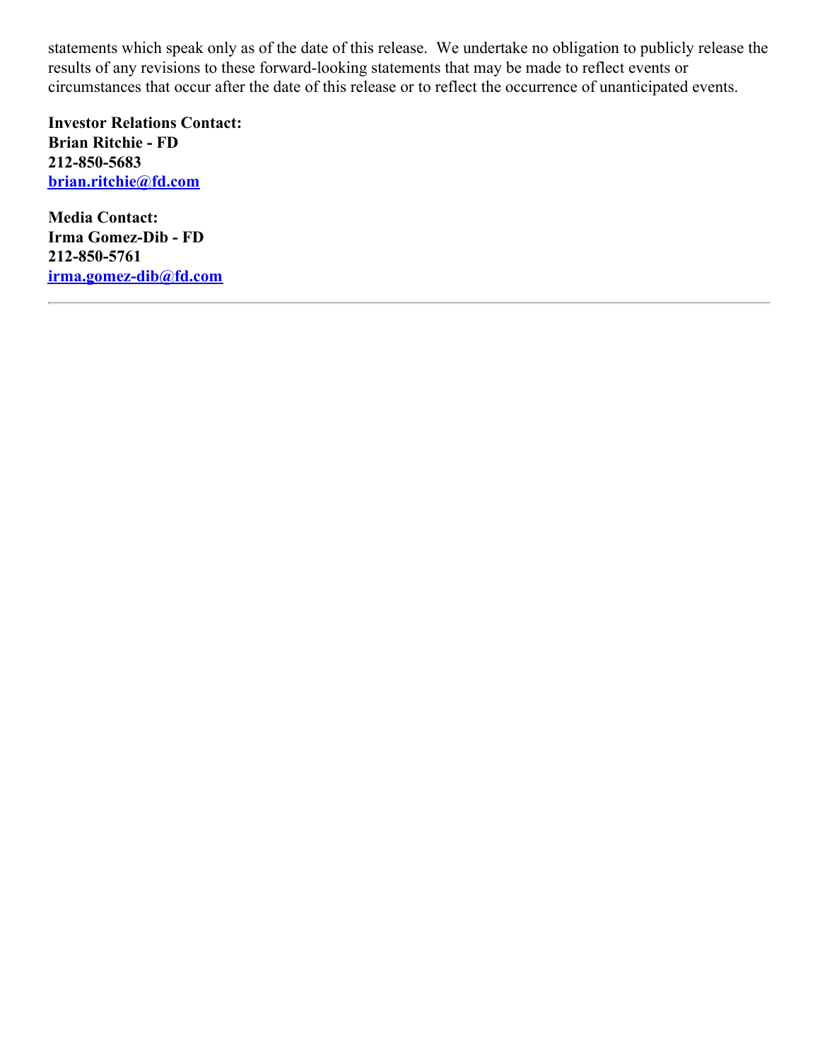statements which speak only as of the date of this release. We undertake no obligation to publicly release the results of any revisions to these forward-looking statements that may be made to reflect events or circumstances that occur after the date of this release or to reflect the occurrence of unanticipated events.

**Investor Relations Contact:**
**Brian Ritchie - FD**
**212-850-5683**
**brian.ritchie@fd.com**

**Media Contact:**
**Irma Gomez-Dib - FD**
**212-850-5761**
**irma.gomez-dib@fd.com**

---